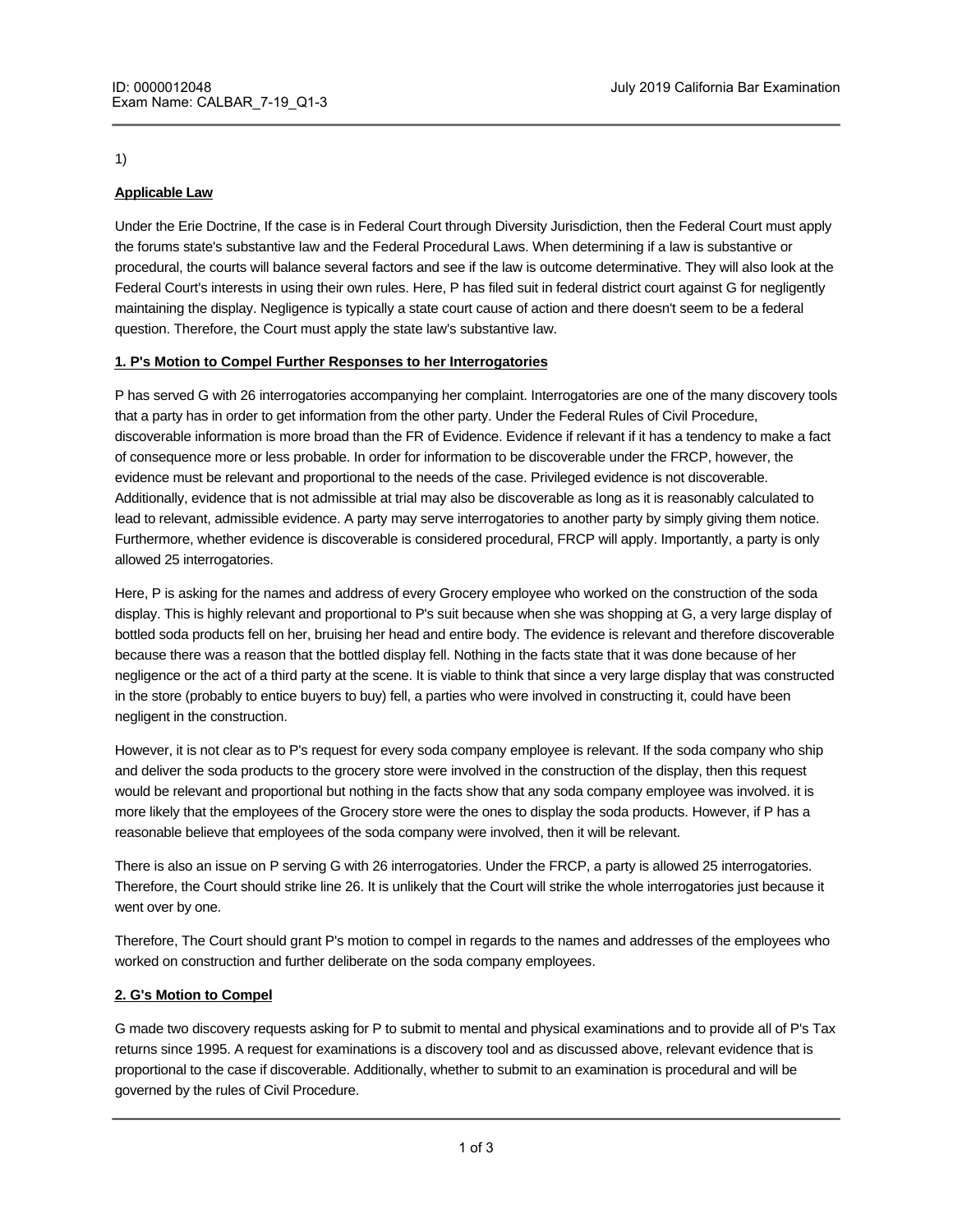1)

**Applicable Law**

Under the Erie Doctrine, If the case is in Federal Court through Diversity Jurisdiction, then the Federal Court must apply the forums state's substantive law and the Federal Procedural Laws. When determining if a law is substantive or procedural, the courts will balance several factors and see if the law is outcome determinative. They will also look at the Federal Court's interests in using their own rules. Here, P has filed suit in federal district court against G for negligently maintaining the display. Negligence is typically a state court cause of action and there doesn't seem to be a federal question. Therefore, the Court must apply the state law's substantive law.

**1. P's Motion to Compel Further Responses to her Interrogatories**

P has served G with 26 interrogatories accompanying her complaint. Interrogatories are one of the many discovery tools that a party has in order to get information from the other party. Under the Federal Rules of Civil Procedure, discoverable information is more broad than the FR of Evidence. Evidence if relevant if it has a tendency to make a fact of consequence more or less probable. In order for information to be discoverable under the FRCP, however, the evidence must be relevant and proportional to the needs of the case. Privileged evidence is not discoverable. Additionally, evidence that is not admissible at trial may also be discoverable as long as it is reasonably calculated to lead to relevant, admissible evidence. A party may serve interrogatories to another party by simply giving them notice. Furthermore, whether evidence is discoverable is considered procedural, FRCP will apply. Importantly, a party is only allowed 25 interrogatories.

Here, P is asking for the names and address of every Grocery employee who worked on the construction of the soda display. This is highly relevant and proportional to P's suit because when she was shopping at G, a very large display of bottled soda products fell on her, bruising her head and entire body. The evidence is relevant and therefore discoverable because there was a reason that the bottled display fell. Nothing in the facts state that it was done because of her negligence or the act of a third party at the scene. It is viable to think that since a very large display that was constructed in the store (probably to entice buyers to buy) fell, a parties who were involved in constructing it, could have been negligent in the construction.

However, it is not clear as to P's request for every soda company employee is relevant. If the soda company who ship and deliver the soda products to the grocery store were involved in the construction of the display, then this request would be relevant and proportional but nothing in the facts show that any soda company employee was involved. it is more likely that the employees of the Grocery store were the ones to display the soda products. However, if P has a reasonable believe that employees of the soda company were involved, then it will be relevant.

There is also an issue on P serving G with 26 interrogatories. Under the FRCP, a party is allowed 25 interrogatories. Therefore, the Court should strike line 26. It is unlikely that the Court will strike the whole interrogatories just because it went over by one.

Therefore, The Court should grant P's motion to compel in regards to the names and addresses of the employees who worked on construction and further deliberate on the soda company employees.

**2. G's Motion to Compel**

G made two discovery requests asking for P to submit to mental and physical examinations and to provide all of P's Tax returns since 1995. A request for examinations is a discovery tool and as discussed above, relevant evidence that is proportional to the case if discoverable. Additionally, whether to submit to an examination is procedural and will be governed by the rules of Civil Procedure.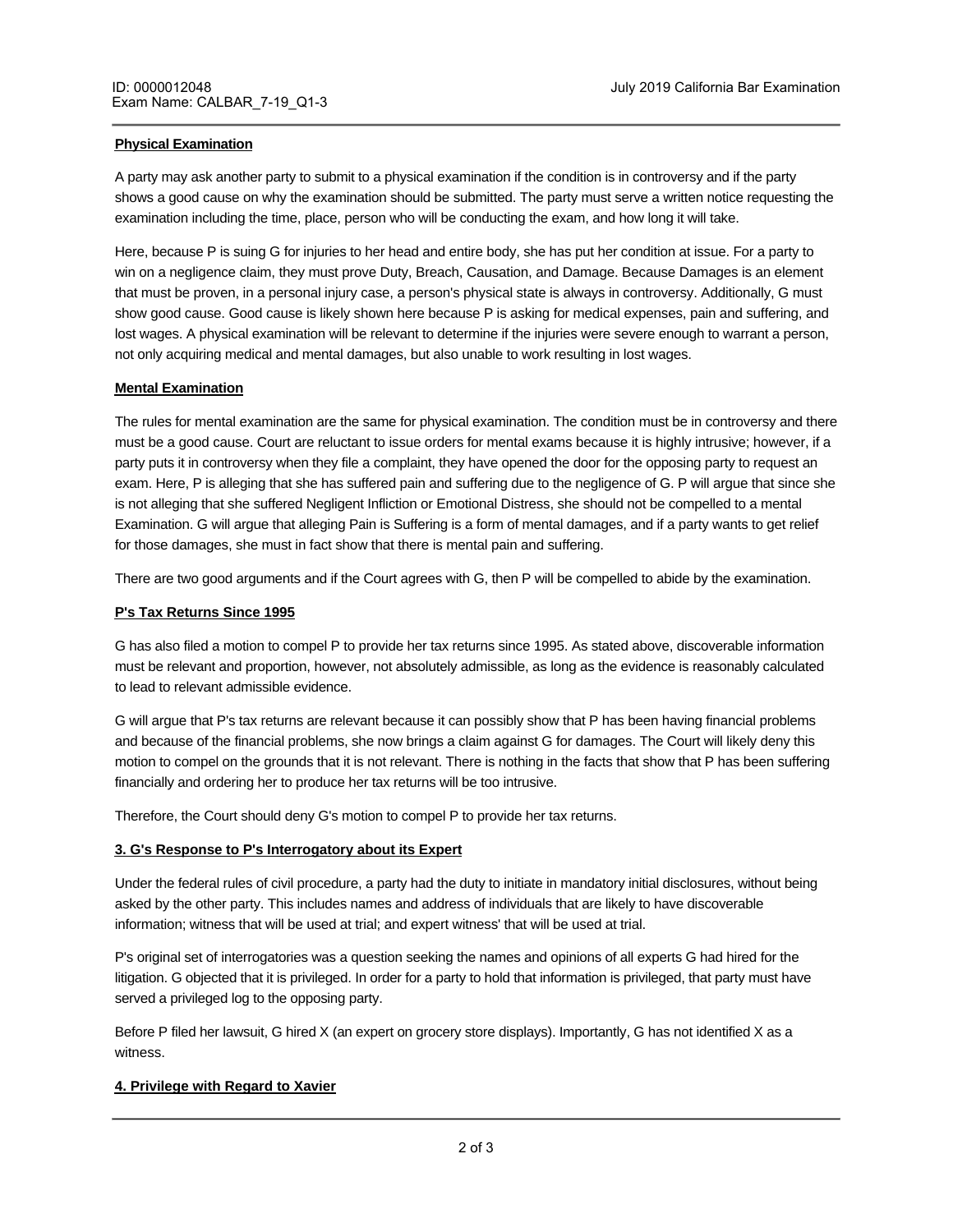**Physical Examination**

A party may ask another party to submit to a physical examination if the condition is in controversy and if the party shows a good cause on why the examination should be submitted. The party must serve a written notice requesting the examination including the time, place, person who will be conducting the exam, and how long it will take.

Here, because P is suing G for injuries to her head and entire body, she has put her condition at issue. For a party to win on a negligence claim, they must prove Duty, Breach, Causation, and Damage. Because Damages is an element that must be proven, in a personal injury case, a person's physical state is always in controversy. Additionally, G must show good cause. Good cause is likely shown here because P is asking for medical expenses, pain and suffering, and lost wages. A physical examination will be relevant to determine if the injuries were severe enough to warrant a person, not only acquiring medical and mental damages, but also unable to work resulting in lost wages.

**Mental Examination**

The rules for mental examination are the same for physical examination. The condition must be in controversy and there must be a good cause. Court are reluctant to issue orders for mental exams because it is highly intrusive; however, if a party puts it in controversy when they file a complaint, they have opened the door for the opposing party to request an exam. Here, P is alleging that she has suffered pain and suffering due to the negligence of G. P will argue that since she is not alleging that she suffered Negligent Infliction or Emotional Distress, she should not be compelled to a mental Examination. G will argue that alleging Pain is Suffering is a form of mental damages, and if a party wants to get relief for those damages, she must in fact show that there is mental pain and suffering.

There are two good arguments and if the Court agrees with G, then P will be compelled to abide by the examination.

**P's Tax Returns Since 1995**

G has also filed a motion to compel P to provide her tax returns since 1995. As stated above, discoverable information must be relevant and proportion, however, not absolutely admissible, as long as the evidence is reasonably calculated to lead to relevant admissible evidence.

G will argue that P's tax returns are relevant because it can possibly show that P has been having financial problems and because of the financial problems, she now brings a claim against G for damages. The Court will likely deny this motion to compel on the grounds that it is not relevant. There is nothing in the facts that show that P has been suffering financially and ordering her to produce her tax returns will be too intrusive.

Therefore, the Court should deny G's motion to compel P to provide her tax returns.

**3. G's Response to P's Interrogatory about its Expert**

Under the federal rules of civil procedure, a party had the duty to initiate in mandatory initial disclosures, without being asked by the other party. This includes names and address of individuals that are likely to have discoverable information; witness that will be used at trial; and expert witness' that will be used at trial.

P's original set of interrogatories was a question seeking the names and opinions of all experts G had hired for the litigation. G objected that it is privileged. In order for a party to hold that information is privileged, that party must have served a privileged log to the opposing party.

Before P filed her lawsuit, G hired X (an expert on grocery store displays). Importantly, G has not identified X as a witness.

**4. Privilege with Regard to Xavier**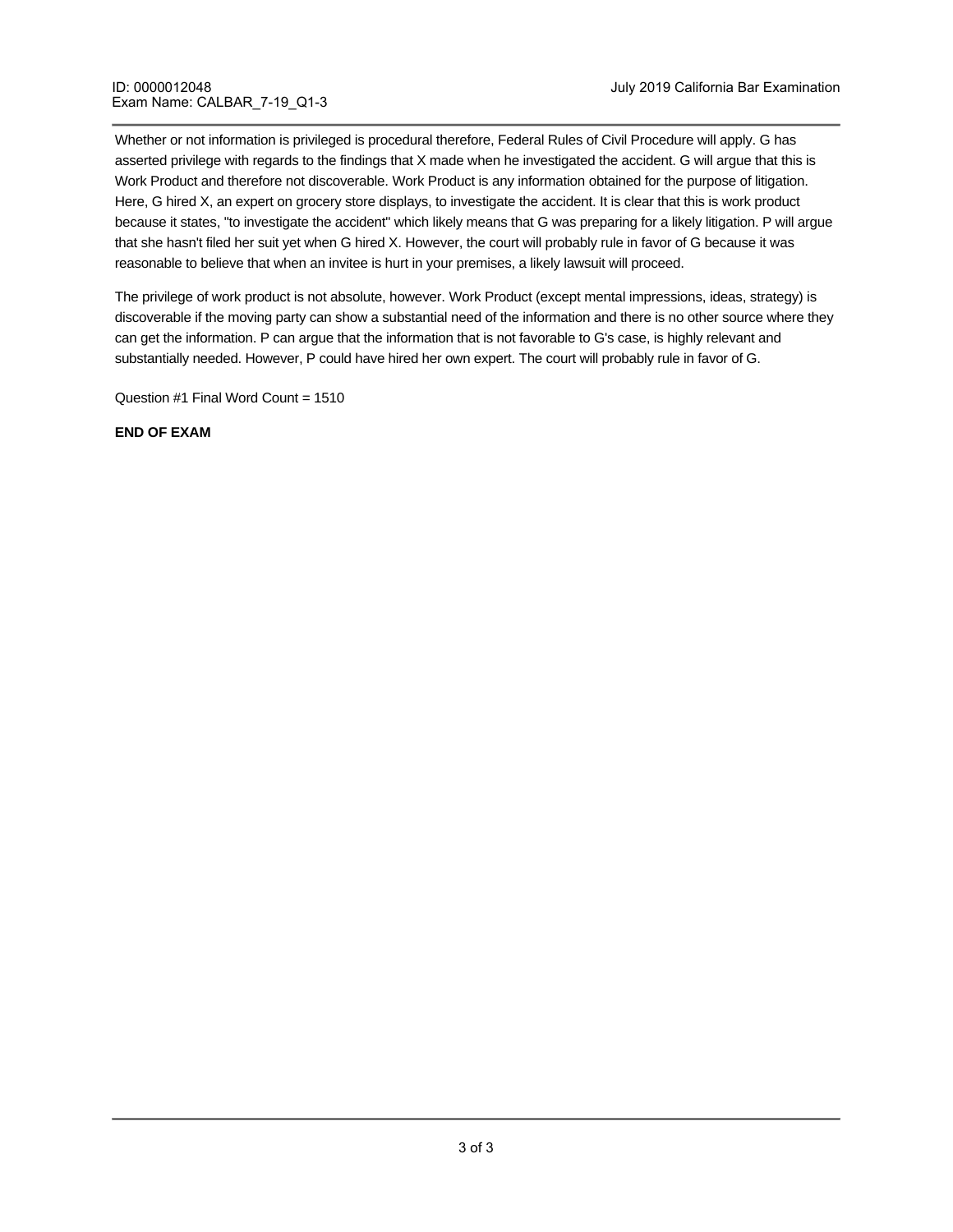Whether or not information is privileged is procedural therefore, Federal Rules of Civil Procedure will apply. G has asserted privilege with regards to the findings that X made when he investigated the accident. G will argue that this is Work Product and therefore not discoverable. Work Product is any information obtained for the purpose of litigation. Here, G hired X, an expert on grocery store displays, to investigate the accident. It is clear that this is work product because it states, "to investigate the accident" which likely means that G was preparing for a likely litigation. P will argue that she hasn't filed her suit yet when G hired X. However, the court will probably rule in favor of G because it was reasonable to believe that when an invitee is hurt in your premises, a likely lawsuit will proceed.

The privilege of work product is not absolute, however. Work Product (except mental impressions, ideas, strategy) is discoverable if the moving party can show a substantial need of the information and there is no other source where they can get the information. P can argue that the information that is not favorable to G's case, is highly relevant and substantially needed. However, P could have hired her own expert. The court will probably rule in favor of G.

Question #1 Final Word Count = 1510

**END OF EXAM**